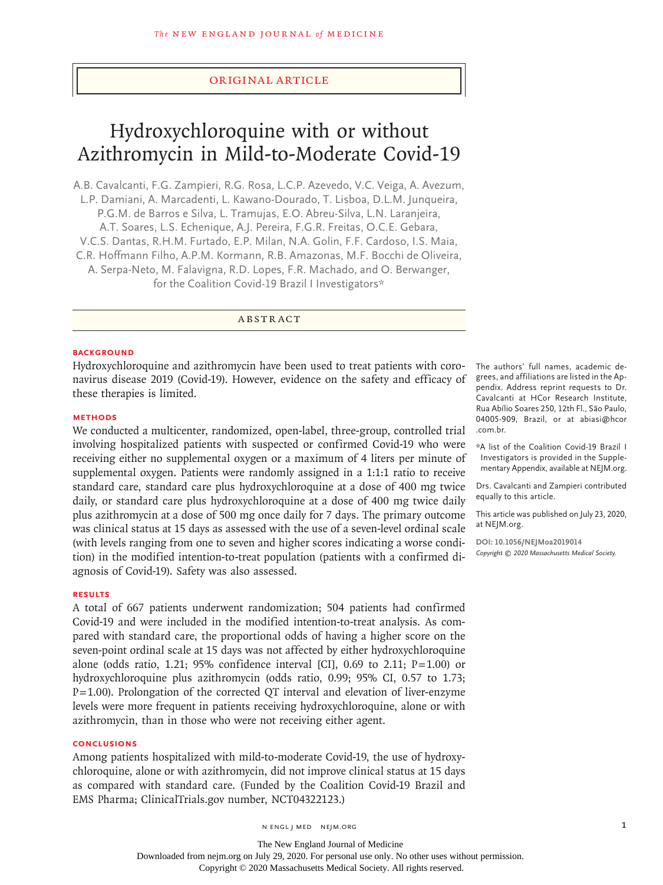ORIGINAL ARTICLE

# Hydroxychloroquine with or without Azithromycin in Mild-to-Moderate Covid-19

A.B. Cavalcanti, F.G. Zampieri, R.G. Rosa, L.C.P. Azevedo, V.C. Veiga, A. Avezum, L.P. Damiani, A. Marcadenti, L. Kawano-Dourado, T. Lisboa, D.L.M. Junqueira, P.G.M. de Barros e Silva, L. Tramujas, E.O. Abreu-Silva, L.N. Laranjeira, A.T. Soares, L.S. Echenique, A.J. Pereira, F.G.R. Freitas, O.C.E. Gebara, V.C.S. Dantas, R.H.M. Furtado, E.P. Milan, N.A. Golin, F.F. Cardoso, I.S. Maia, C.R. Hoffmann Filho, A.P.M. Kormann, R.B. Amazonas, M.F. Bocchi de Oliveira, A. Serpa-Neto, M. Falavigna, R.D. Lopes, F.R. Machado, and O. Berwanger, for the Coalition Covid-19 Brazil I Investigators*

## ABSTRACT

### BACKGROUND

Hydroxychloroquine and azithromycin have been used to treat patients with coronavirus disease 2019 (Covid-19). However, evidence on the safety and efficacy of these therapies is limited.

### METHODS

We conducted a multicenter, randomized, open-label, three-group, controlled trial involving hospitalized patients with suspected or confirmed Covid-19 who were receiving either no supplemental oxygen or a maximum of 4 liters per minute of supplemental oxygen. Patients were randomly assigned in a 1:1:1 ratio to receive standard care, standard care plus hydroxychloroquine at a dose of 400 mg twice daily, or standard care plus hydroxychloroquine at a dose of 400 mg twice daily plus azithromycin at a dose of 500 mg once daily for 7 days. The primary outcome was clinical status at 15 days as assessed with the use of a seven-level ordinal scale (with levels ranging from one to seven and higher scores indicating a worse condition) in the modified intention-to-treat population (patients with a confirmed diagnosis of Covid-19). Safety was also assessed.

### RESULTS

A total of 667 patients underwent randomization; 504 patients had confirmed Covid-19 and were included in the modified intention-to-treat analysis. As compared with standard care, the proportional odds of having a higher score on the seven-point ordinal scale at 15 days was not affected by either hydroxychloroquine alone (odds ratio, 1.21; 95% confidence interval [CI], 0.69 to 2.11; P=1.00) or hydroxychloroquine plus azithromycin (odds ratio, 0.99; 95% CI, 0.57 to 1.73; P=1.00). Prolongation of the corrected QT interval and elevation of liver-enzyme levels were more frequent in patients receiving hydroxychloroquine, alone or with azithromycin, than in those who were not receiving either agent.

### CONCLUSIONS

Among patients hospitalized with mild-to-moderate Covid-19, the use of hydroxychloroquine, alone or with azithromycin, did not improve clinical status at 15 days as compared with standard care. (Funded by the Coalition Covid-19 Brazil and EMS Pharma; ClinicalTrials.gov number, NCT04322123.)

The authors' full names, academic degrees, and affiliations are listed in the Appendix. Address reprint requests to Dr. Cavalcanti at HCor Research Institute, Rua Abílio Soares 250, 12th Fl., São Paulo, 04005-909, Brazil, or at abiasi@hcor.com.br.

*A list of the Coalition Covid-19 Brazil I Investigators is provided in the Supplementary Appendix, available at NEJM.org.

Drs. Cavalcanti and Zampieri contributed equally to this article.

This article was published on July 23, 2020, at NEJM.org.

DOI: 10.1056/NEJMoa2019014

*Copyright © 2020 Massachusetts Medical Society.*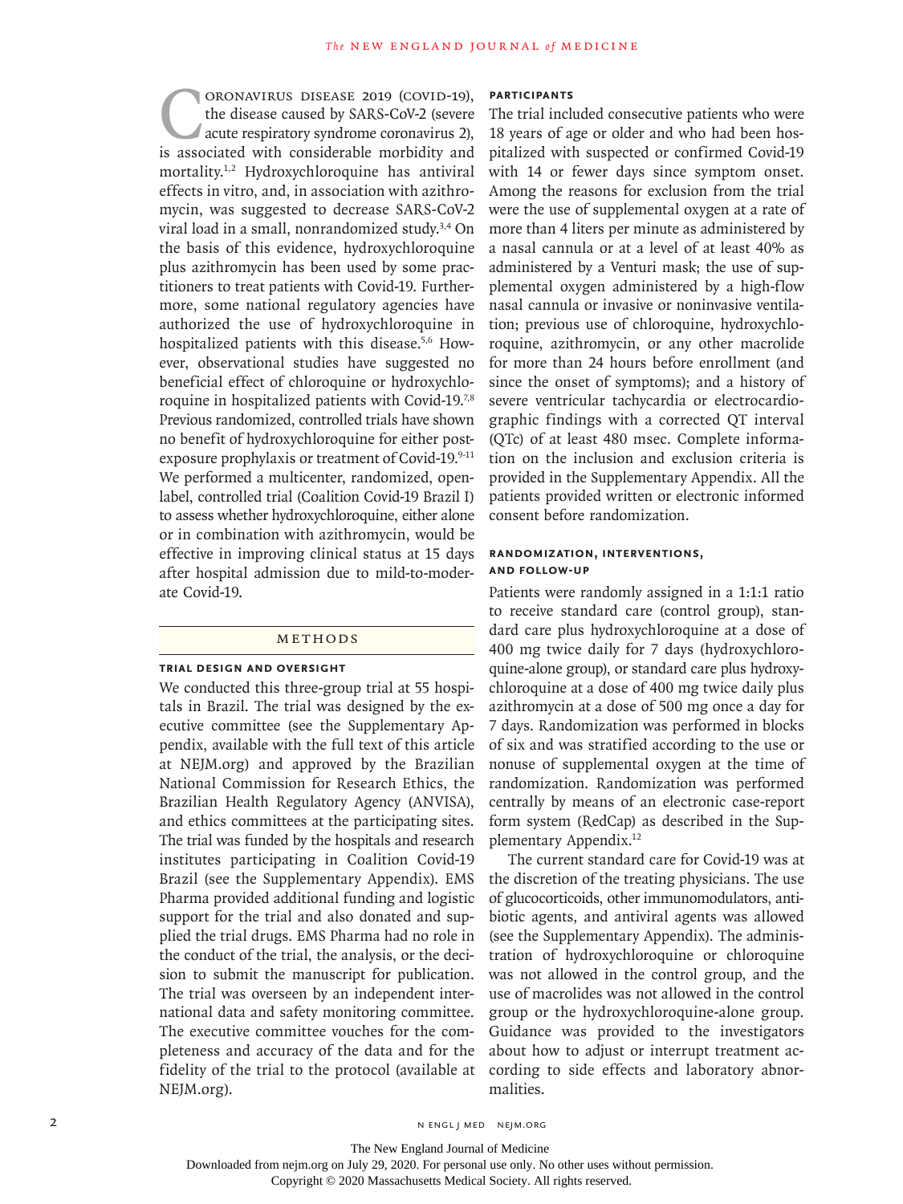Coronavirus disease 2019 (Covid-19), the disease caused by SARS-CoV-2 (severe acute respiratory syndrome coronavirus 2), is associated with considerable morbidity and mortality.[1,2] Hydroxychloroquine has antiviral effects in vitro, and, in association with azithromycin, was suggested to decrease SARS-CoV-2 viral load in a small, nonrandomized study.[3,4] On the basis of this evidence, hydroxychloroquine plus azithromycin has been used by some practitioners to treat patients with Covid-19. Furthermore, some national regulatory agencies have authorized the use of hydroxychloroquine in hospitalized patients with this disease.[5,6] However, observational studies have suggested no beneficial effect of chloroquine or hydroxychloroquine in hospitalized patients with Covid-19.[7,8] Previous randomized, controlled trials have shown no benefit of hydroxychloroquine for either postexposure prophylaxis or treatment of Covid-19.[9-11] We performed a multicenter, randomized, open-label, controlled trial (Coalition Covid-19 Brazil I) to assess whether hydroxychloroquine, either alone or in combination with azithromycin, would be effective in improving clinical status at 15 days after hospital admission due to mild-to-moderate Covid-19.

## Methods

### Trial Design and Oversight

We conducted this three-group trial at 55 hospitals in Brazil. The trial was designed by the executive committee (see the Supplementary Appendix, available with the full text of this article at NEJM.org) and approved by the Brazilian National Commission for Research Ethics, the Brazilian Health Regulatory Agency (ANVISA), and ethics committees at the participating sites. The trial was funded by the hospitals and research institutes participating in Coalition Covid-19 Brazil (see the Supplementary Appendix). EMS Pharma provided additional funding and logistic support for the trial and also donated and supplied the trial drugs. EMS Pharma had no role in the conduct of the trial, the analysis, or the decision to submit the manuscript for publication. The trial was overseen by an independent international data and safety monitoring committee. The executive committee vouches for the completeness and accuracy of the data and for the fidelity of the trial to the protocol (available at NEJM.org).

### Participants

The trial included consecutive patients who were 18 years of age or older and who had been hospitalized with suspected or confirmed Covid-19 with 14 or fewer days since symptom onset. Among the reasons for exclusion from the trial were the use of supplemental oxygen at a rate of more than 4 liters per minute as administered by a nasal cannula or at a level of at least 40% as administered by a Venturi mask; the use of supplemental oxygen administered by a high-flow nasal cannula or invasive or noninvasive ventilation; previous use of chloroquine, hydroxychloroquine, azithromycin, or any other macrolide for more than 24 hours before enrollment (and since the onset of symptoms); and a history of severe ventricular tachycardia or electrocardiographic findings with a corrected QT interval (QTc) of at least 480 msec. Complete information on the inclusion and exclusion criteria is provided in the Supplementary Appendix. All the patients provided written or electronic informed consent before randomization.

### Randomization, Interventions, and Follow-up

Patients were randomly assigned in a 1:1:1 ratio to receive standard care (control group), standard care plus hydroxychloroquine at a dose of 400 mg twice daily for 7 days (hydroxychloroquine-alone group), or standard care plus hydroxychloroquine at a dose of 400 mg twice daily plus azithromycin at a dose of 500 mg once a day for 7 days. Randomization was performed in blocks of six and was stratified according to the use or nonuse of supplemental oxygen at the time of randomization. Randomization was performed centrally by means of an electronic case-report form system (RedCap) as described in the Supplementary Appendix.[12]

The current standard care for Covid-19 was at the discretion of the treating physicians. The use of glucocorticoids, other immunomodulators, antibiotic agents, and antiviral agents was allowed (see the Supplementary Appendix). The administration of hydroxychloroquine or chloroquine was not allowed in the control group, and the use of macrolides was not allowed in the control group or the hydroxychloroquine-alone group. Guidance was provided to the investigators about how to adjust or interrupt treatment according to side effects and laboratory abnormalities.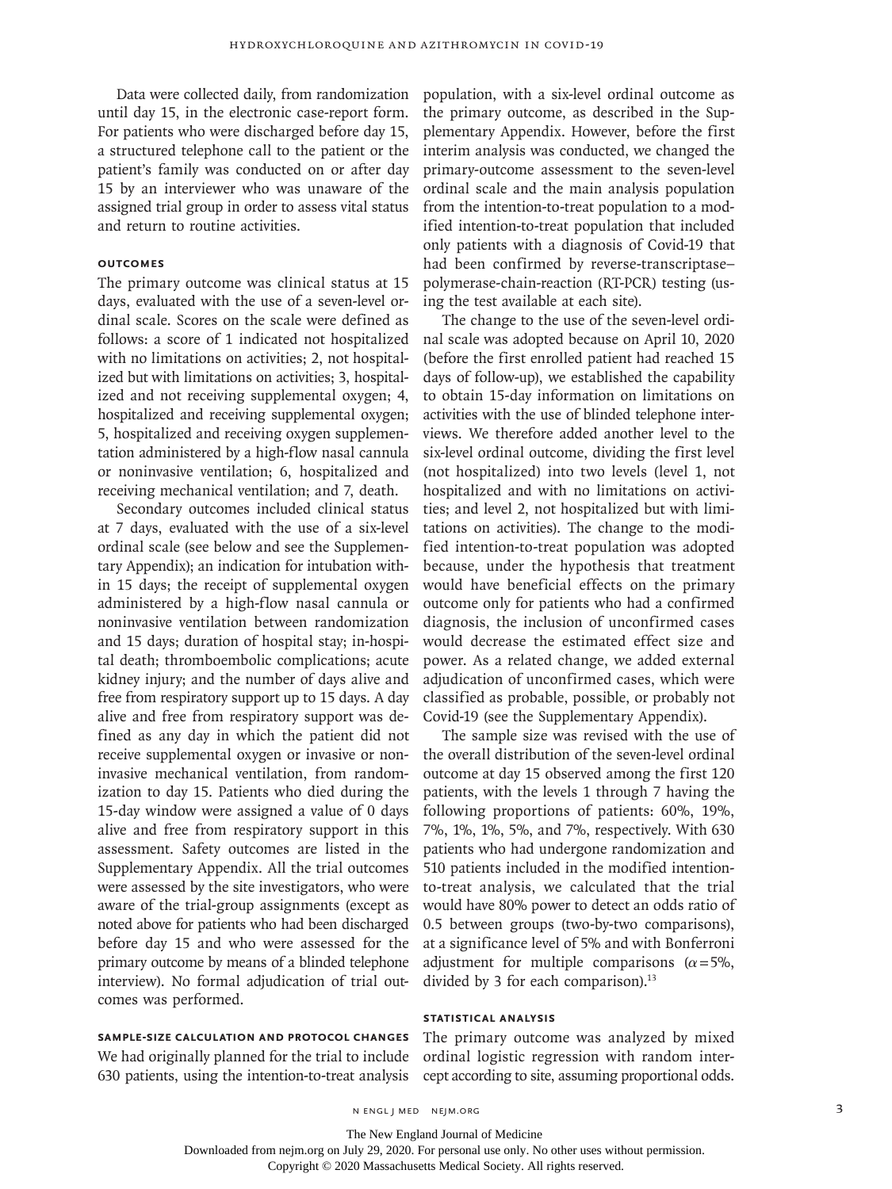Data were collected daily, from randomization until day 15, in the electronic case-report form. For patients who were discharged before day 15, a structured telephone call to the patient or the patient's family was conducted on or after day 15 by an interviewer who was unaware of the assigned trial group in order to assess vital status and return to routine activities.

### OUTCOMES

The primary outcome was clinical status at 15 days, evaluated with the use of a seven-level ordinal scale. Scores on the scale were defined as follows: a score of 1 indicated not hospitalized with no limitations on activities; 2, not hospitalized but with limitations on activities; 3, hospitalized and not receiving supplemental oxygen; 4, hospitalized and receiving supplemental oxygen; 5, hospitalized and receiving oxygen supplementation administered by a high-flow nasal cannula or noninvasive ventilation; 6, hospitalized and receiving mechanical ventilation; and 7, death.

Secondary outcomes included clinical status at 7 days, evaluated with the use of a six-level ordinal scale (see below and see the Supplementary Appendix); an indication for intubation within 15 days; the receipt of supplemental oxygen administered by a high-flow nasal cannula or noninvasive ventilation between randomization and 15 days; duration of hospital stay; in-hospital death; thromboembolic complications; acute kidney injury; and the number of days alive and free from respiratory support up to 15 days. A day alive and free from respiratory support was defined as any day in which the patient did not receive supplemental oxygen or invasive or noninvasive mechanical ventilation, from randomization to day 15. Patients who died during the 15-day window were assigned a value of 0 days alive and free from respiratory support in this assessment. Safety outcomes are listed in the Supplementary Appendix. All the trial outcomes were assessed by the site investigators, who were aware of the trial-group assignments (except as noted above for patients who had been discharged before day 15 and who were assessed for the primary outcome by means of a blinded telephone interview). No formal adjudication of trial outcomes was performed.

### SAMPLE-SIZE CALCULATION AND PROTOCOL CHANGES

We had originally planned for the trial to include 630 patients, using the intention-to-treat analysis population, with a six-level ordinal outcome as the primary outcome, as described in the Supplementary Appendix. However, before the first interim analysis was conducted, we changed the primary-outcome assessment to the seven-level ordinal scale and the main analysis population from the intention-to-treat population to a modified intention-to-treat population that included only patients with a diagnosis of Covid-19 that had been confirmed by reverse-transcriptase–polymerase-chain-reaction (RT-PCR) testing (using the test available at each site).

The change to the use of the seven-level ordinal scale was adopted because on April 10, 2020 (before the first enrolled patient had reached 15 days of follow-up), we established the capability to obtain 15-day information on limitations on activities with the use of blinded telephone interviews. We therefore added another level to the six-level ordinal outcome, dividing the first level (not hospitalized) into two levels (level 1, not hospitalized and with no limitations on activities; and level 2, not hospitalized but with limitations on activities). The change to the modified intention-to-treat population was adopted because, under the hypothesis that treatment would have beneficial effects on the primary outcome only for patients who had a confirmed diagnosis, the inclusion of unconfirmed cases would decrease the estimated effect size and power. As a related change, we added external adjudication of unconfirmed cases, which were classified as probable, possible, or probably not Covid-19 (see the Supplementary Appendix).

The sample size was revised with the use of the overall distribution of the seven-level ordinal outcome at day 15 observed among the first 120 patients, with the levels 1 through 7 having the following proportions of patients: 60%, 19%, 7%, 1%, 1%, 5%, and 7%, respectively. With 630 patients who had undergone randomization and 510 patients included in the modified intention-to-treat analysis, we calculated that the trial would have 80% power to detect an odds ratio of 0.5 between groups (two-by-two comparisons), at a significance level of 5% and with Bonferroni adjustment for multiple comparisons ($\alpha$=5%, divided by 3 for each comparison).[13]

### STATISTICAL ANALYSIS

The primary outcome was analyzed by mixed ordinal logistic regression with random intercept according to site, assuming proportional odds.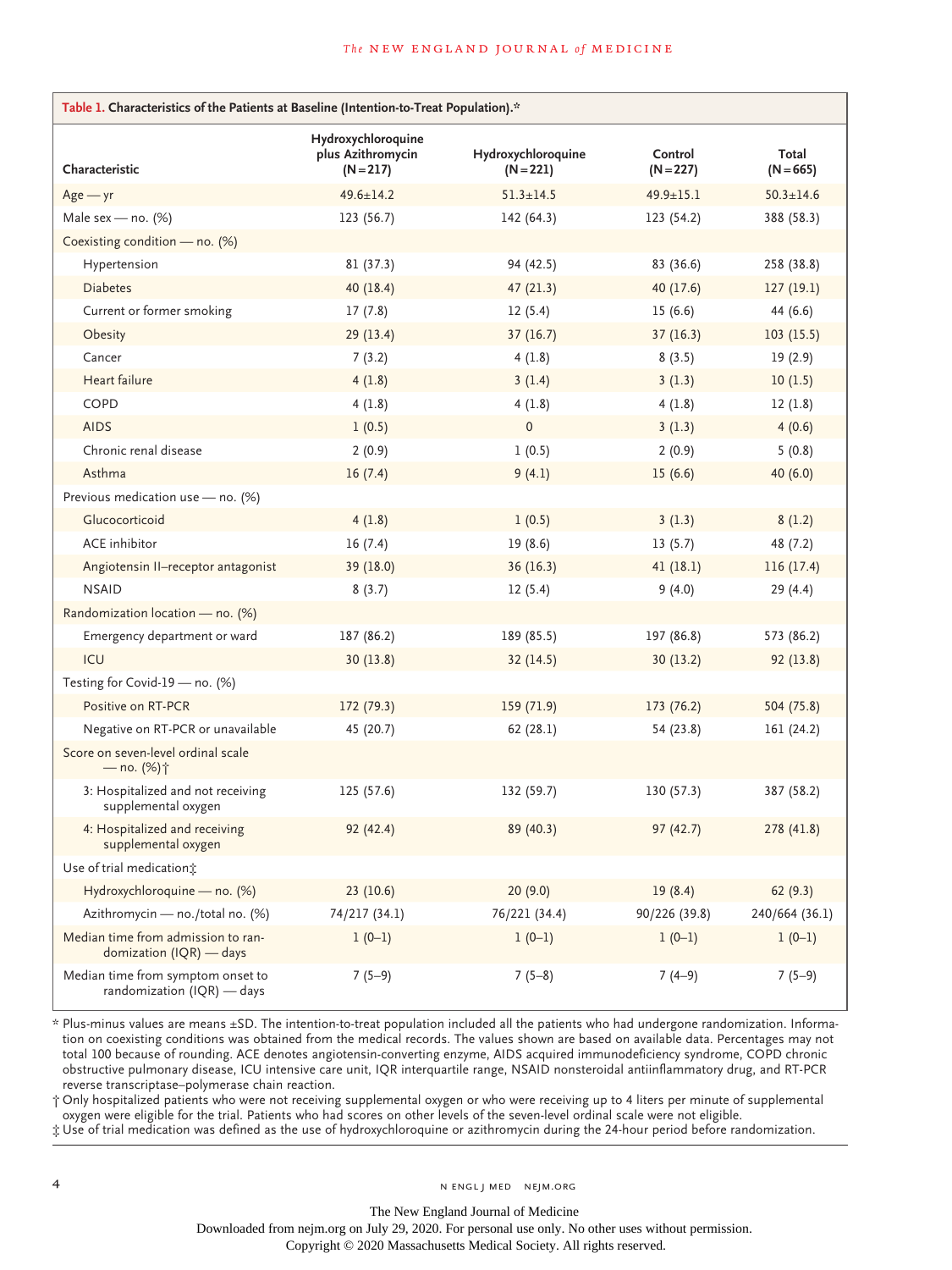**Table 1. Characteristics of the Patients at Baseline (Intention-to-Treat Population).***

| Characteristic | Hydroxychloroquine plus Azithromycin (N=217) | Hydroxychloroquine (N=221) | Control (N=227) | Total (N=665) |
|---|---|---|---|---|
| Age — yr | 49.6±14.2 | 51.3±14.5 | 49.9±15.1 | 50.3±14.6 |
| Male sex — no. (%) | 123 (56.7) | 142 (64.3) | 123 (54.2) | 388 (58.3) |
| Coexisting condition — no. (%) | | | | |
| Hypertension | 81 (37.3) | 94 (42.5) | 83 (36.6) | 258 (38.8) |
| Diabetes | 40 (18.4) | 47 (21.3) | 40 (17.6) | 127 (19.1) |
| Current or former smoking | 17 (7.8) | 12 (5.4) | 15 (6.6) | 44 (6.6) |
| Obesity | 29 (13.4) | 37 (16.7) | 37 (16.3) | 103 (15.5) |
| Cancer | 7 (3.2) | 4 (1.8) | 8 (3.5) | 19 (2.9) |
| Heart failure | 4 (1.8) | 3 (1.4) | 3 (1.3) | 10 (1.5) |
| COPD | 4 (1.8) | 4 (1.8) | 4 (1.8) | 12 (1.8) |
| AIDS | 1 (0.5) | 0 | 3 (1.3) | 4 (0.6) |
| Chronic renal disease | 2 (0.9) | 1 (0.5) | 2 (0.9) | 5 (0.8) |
| Asthma | 16 (7.4) | 9 (4.1) | 15 (6.6) | 40 (6.0) |
| Previous medication use — no. (%) | | | | |
| Glucocorticoid | 4 (1.8) | 1 (0.5) | 3 (1.3) | 8 (1.2) |
| ACE inhibitor | 16 (7.4) | 19 (8.6) | 13 (5.7) | 48 (7.2) |
| Angiotensin II–receptor antagonist | 39 (18.0) | 36 (16.3) | 41 (18.1) | 116 (17.4) |
| NSAID | 8 (3.7) | 12 (5.4) | 9 (4.0) | 29 (4.4) |
| Randomization location — no. (%) | | | | |
| Emergency department or ward | 187 (86.2) | 189 (85.5) | 197 (86.8) | 573 (86.2) |
| ICU | 30 (13.8) | 32 (14.5) | 30 (13.2) | 92 (13.8) |
| Testing for Covid-19 — no. (%) | | | | |
| Positive on RT-PCR | 172 (79.3) | 159 (71.9) | 173 (76.2) | 504 (75.8) |
| Negative on RT-PCR or unavailable | 45 (20.7) | 62 (28.1) | 54 (23.8) | 161 (24.2) |
| Score on seven-level ordinal scale — no. (%)† | | | | |
| 3: Hospitalized and not receiving supplemental oxygen | 125 (57.6) | 132 (59.7) | 130 (57.3) | 387 (58.2) |
| 4: Hospitalized and receiving supplemental oxygen | 92 (42.4) | 89 (40.3) | 97 (42.7) | 278 (41.8) |
| Use of trial medication‡ | | | | |
| Hydroxychloroquine — no. (%) | 23 (10.6) | 20 (9.0) | 19 (8.4) | 62 (9.3) |
| Azithromycin — no./total no. (%) | 74/217 (34.1) | 76/221 (34.4) | 90/226 (39.8) | 240/664 (36.1) |
| Median time from admission to randomization (IQR) — days | 1 (0–1) | 1 (0–1) | 1 (0–1) | 1 (0–1) |
| Median time from symptom onset to randomization (IQR) — days | 7 (5–9) | 7 (5–8) | 7 (4–9) | 7 (5–9) |

\* Plus-minus values are means ±SD. The intention-to-treat population included all the patients who had undergone randomization. Information on coexisting conditions was obtained from the medical records. The values shown are based on available data. Percentages may not total 100 because of rounding. ACE denotes angiotensin-converting enzyme, AIDS acquired immunodeficiency syndrome, COPD chronic obstructive pulmonary disease, ICU intensive care unit, IQR interquartile range, NSAID nonsteroidal antiinflammatory drug, and RT-PCR reverse transcriptase–polymerase chain reaction.

† Only hospitalized patients who were not receiving supplemental oxygen or who were receiving up to 4 liters per minute of supplemental oxygen were eligible for the trial. Patients who had scores on other levels of the seven-level ordinal scale were not eligible.

‡ Use of trial medication was defined as the use of hydroxychloroquine or azithromycin during the 24-hour period before randomization.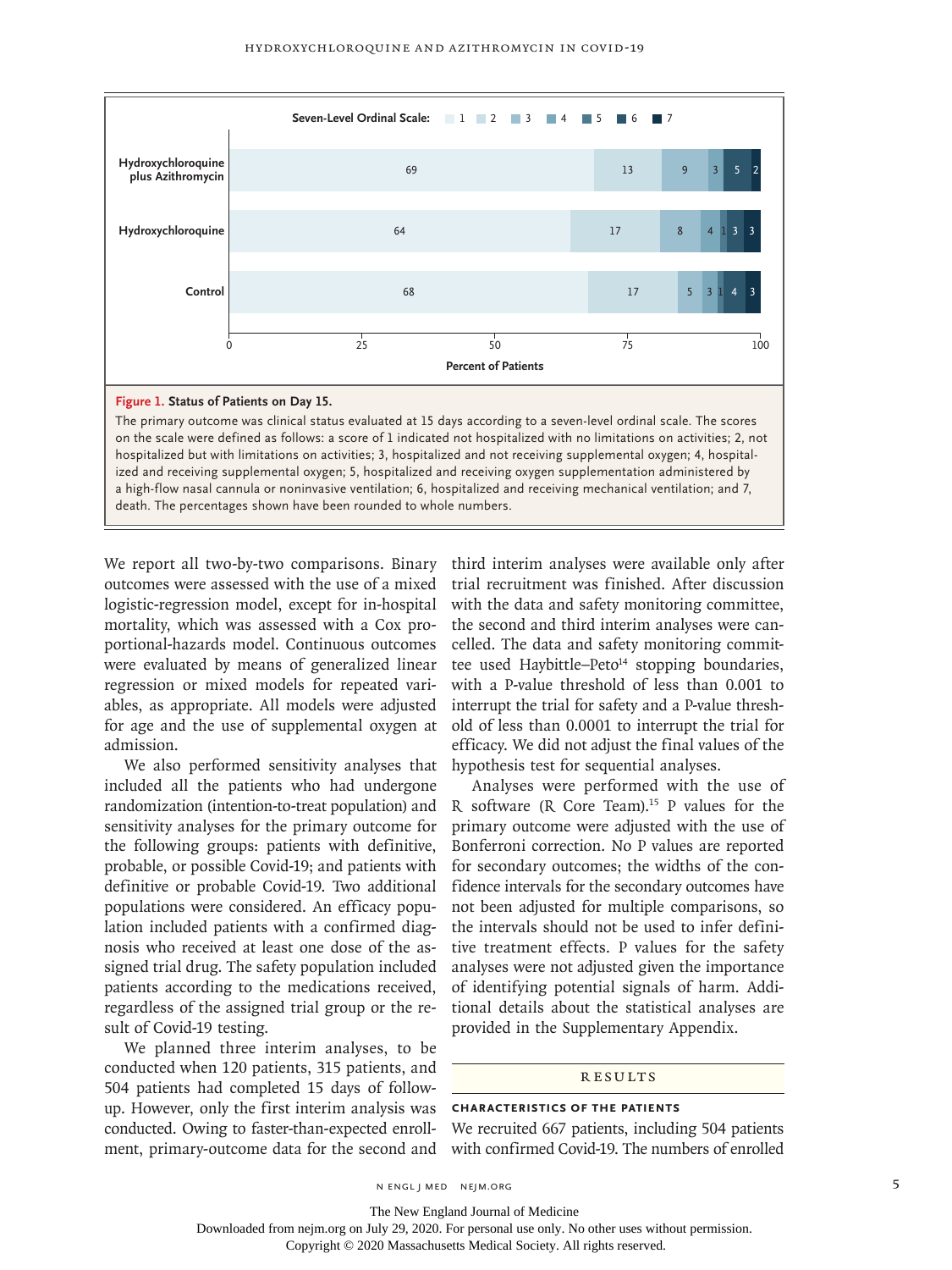Seven-Level Ordinal Scale: 1, 2, 3, 4, 5, 6, 7

Hydroxychloroquine plus Azithromycin: 69, 13, 9, 3, 5, 2

Hydroxychloroquine: 64, 17, 8, 4, 1, 3, 3

Control: 68, 17, 5, 3, 1, 4, 3

Percent of Patients (0, 25, 50, 75, 100)

**Figure 1. Status of Patients on Day 15.**

The primary outcome was clinical status evaluated at 15 days according to a seven-level ordinal scale. The scores on the scale were defined as follows: a score of 1 indicated not hospitalized with no limitations on activities; 2, not hospitalized but with limitations on activities; 3, hospitalized and not receiving supplemental oxygen; 4, hospitalized and receiving supplemental oxygen; 5, hospitalized and receiving oxygen supplementation administered by a high-flow nasal cannula or noninvasive ventilation; 6, hospitalized and receiving mechanical ventilation; and 7, death. The percentages shown have been rounded to whole numbers.

We report all two-by-two comparisons. Binary outcomes were assessed with the use of a mixed logistic-regression model, except for in-hospital mortality, which was assessed with a Cox proportional-hazards model. Continuous outcomes were evaluated by means of generalized linear regression or mixed models for repeated variables, as appropriate. All models were adjusted for age and the use of supplemental oxygen at admission.

We also performed sensitivity analyses that included all the patients who had undergone randomization (intention-to-treat population) and sensitivity analyses for the primary outcome for the following groups: patients with definitive, probable, or possible Covid-19; and patients with definitive or probable Covid-19. Two additional populations were considered. An efficacy population included patients with a confirmed diagnosis who received at least one dose of the assigned trial drug. The safety population included patients according to the medications received, regardless of the assigned trial group or the result of Covid-19 testing.

We planned three interim analyses, to be conducted when 120 patients, 315 patients, and 504 patients had completed 15 days of follow-up. However, only the first interim analysis was conducted. Owing to faster-than-expected enrollment, primary-outcome data for the second and third interim analyses were available only after trial recruitment was finished. After discussion with the data and safety monitoring committee, the second and third interim analyses were cancelled. The data and safety monitoring committee used Haybittle–Peto[14] stopping boundaries, with a P-value threshold of less than 0.001 to interrupt the trial for safety and a P-value threshold of less than 0.0001 to interrupt the trial for efficacy. We did not adjust the final values of the hypothesis test for sequential analyses.

Analyses were performed with the use of R software (R Core Team).[15] P values for the primary outcome were adjusted with the use of Bonferroni correction. No P values are reported for secondary outcomes; the widths of the confidence intervals for the secondary outcomes have not been adjusted for multiple comparisons, so the intervals should not be used to infer definitive treatment effects. P values for the safety analyses were not adjusted given the importance of identifying potential signals of harm. Additional details about the statistical analyses are provided in the Supplementary Appendix.

## RESULTS

### CHARACTERISTICS OF THE PATIENTS

We recruited 667 patients, including 504 patients with confirmed Covid-19. The numbers of enrolled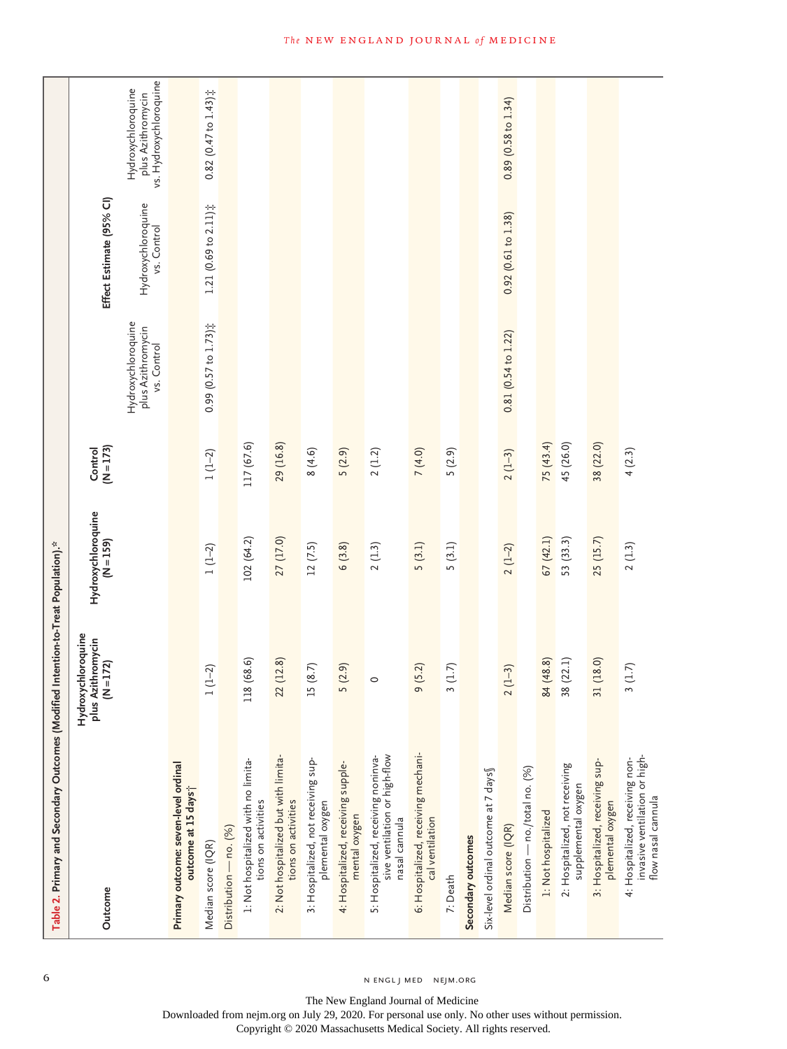**Table 2. Primary and Secondary Outcomes (Modified Intention-to-Treat Population).***

| Outcome | Hydroxychloroquine plus Azithromycin (N=172) | Hydroxychloroquine (N=159) | Control (N=173) | Effect Estimate (95% CI) | | |
|---|---|---|---|---|---|---|
| | | | | Hydroxychloroquine plus Azithromycin vs. Control | Hydroxychloroquine vs. Control | Hydroxychloroquine plus Azithromycin vs. Hydroxychloroquine |
| **Primary outcome: seven-level ordinal outcome at 15 days†** | | | | | | |
| Median score (IQR) | 1 (1–2) | 1 (1–2) | 1 (1–2) | 0.99 (0.57 to 1.73)‡ | 1.21 (0.69 to 2.11)‡ | 0.82 (0.47 to 1.43)‡ |
| Distribution — no. (%) | | | | | | |
| 1: Not hospitalized with no limitations on activities | 118 (68.6) | 102 (64.2) | 117 (67.6) | | | |
| 2: Not hospitalized but with limitations on activities | 22 (12.8) | 27 (17.0) | 29 (16.8) | | | |
| 3: Hospitalized, not receiving supplemental oxygen | 15 (8.7) | 12 (7.5) | 8 (4.6) | | | |
| 4: Hospitalized, receiving supplemental oxygen | 5 (2.9) | 6 (3.8) | 5 (2.9) | | | |
| 5: Hospitalized, receiving noninvasive ventilation or high-flow nasal cannula | 0 | 2 (1.3) | 2 (1.2) | | | |
| 6: Hospitalized, receiving mechanical ventilation | 9 (5.2) | 5 (3.1) | 7 (4.0) | | | |
| 7: Death | 3 (1.7) | 5 (3.1) | 5 (2.9) | | | |
| **Secondary outcomes** | | | | | | |
| Six-level ordinal outcome at 7 days§ | | | | | | |
| Median score (IQR) | 2 (1–3) | 2 (1–2) | 2 (1–3) | 0.81 (0.54 to 1.22) | 0.92 (0.61 to 1.38) | 0.89 (0.58 to 1.34) |
| Distribution — no./total no. (%) | | | | | | |
| 1: Not hospitalized | 84 (48.8) | 67 (42.1) | 75 (43.4) | | | |
| 2: Hospitalized, not receiving supplemental oxygen | 38 (22.1) | 53 (33.3) | 45 (26.0) | | | |
| 3: Hospitalized, receiving supplemental oxygen | 31 (18.0) | 25 (15.7) | 38 (22.0) | | | |
| 4: Hospitalized, receiving noninvasive ventilation or high-flow nasal cannula | 3 (1.7) | 2 (1.3) | 4 (2.3) | | | |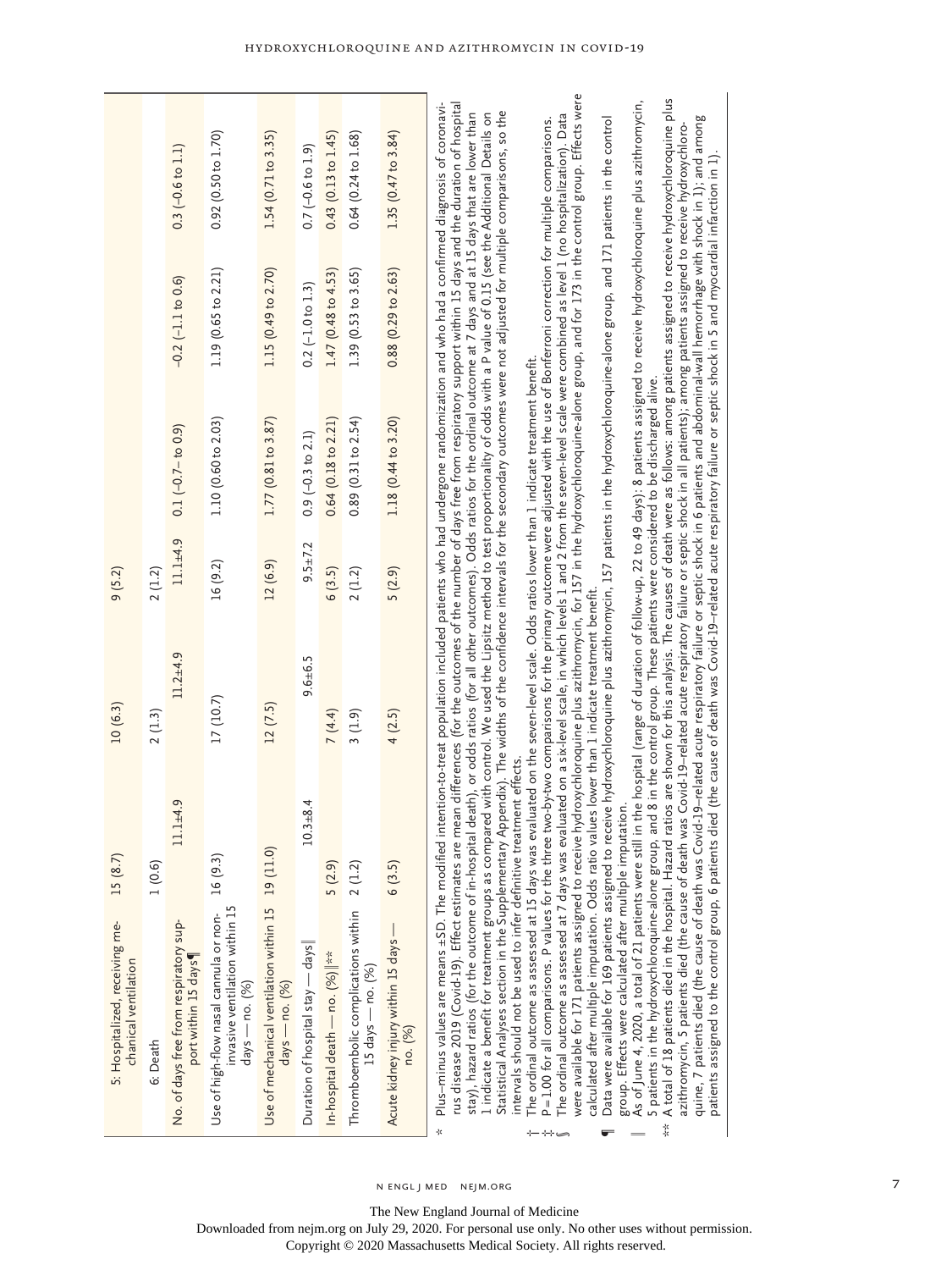| | | | | | | |
|---|---|---|---|---|---|---|
| 5: Hospitalized, receiving mechanical ventilation | 15 (8.7) | 10 (6.3) | 9 (5.2) | | | |
| 6: Death | 1 (0.6) | 2 (1.3) | 2 (1.2) | | | |
| No. of days free from respiratory support within 15 days¶ | 11.1±4.9 | 11.2±4.9 | 11.1±4.9 | 0.1 (−0.7– to 0.9) | −0.2 (−1.1 to 0.6) | 0.3 (−0.6 to 1.1) |
| Use of high-flow nasal cannula or noninvasive ventilation within 15 days — no. (%) | 16 (9.3) | 17 (10.7) | 16 (9.2) | 1.10 (0.60 to 2.03) | 1.19 (0.65 to 2.21) | 0.92 (0.50 to 1.70) |
| Use of mechanical ventilation within 15 days — no. (%) | 19 (11.0) | 12 (7.5) | 12 (6.9) | 1.77 (0.81 to 3.87) | 1.15 (0.49 to 2.70) | 1.54 (0.71 to 3.35) |
| Duration of hospital stay — days‖ | 10.3±8.4 | 9.6±6.5 | 9.5±7.2 | 0.9 (−0.3 to 2.1) | 0.2 (−1.0 to 1.3) | 0.7 (−0.6 to 1.9) |
| In-hospital death — no. (%)‖** | 5 (2.9) | 7 (4.4) | 6 (3.5) | 0.64 (0.18 to 2.21) | 1.47 (0.48 to 4.53) | 0.43 (0.13 to 1.45) |
| Thromboembolic complications within 15 days — no. (%) | 2 (1.2) | 3 (1.9) | 2 (1.2) | 0.89 (0.31 to 2.54) | 1.39 (0.53 to 3.65) | 0.64 (0.24 to 1.68) |
| Acute kidney injury within 15 days — no. (%) | 6 (3.5) | 4 (2.5) | 5 (2.9) | 1.18 (0.44 to 3.20) | 0.88 (0.29 to 2.63) | 1.35 (0.47 to 3.84) |

\* Plus–minus values are means ±SD. The modified intention-to-treat population included patients who had undergone randomization and who had a confirmed diagnosis of coronavirus disease 2019 (Covid-19). Effect estimates are mean differences (for the outcomes of the number of days free from respiratory support within 15 days and the duration of hospital stay), hazard ratios (for the outcome of in-hospital death), or odds ratios (for all other outcomes). Odds ratios for the ordinal outcome at 7 days and at 15 days that are lower than 1 indicate a benefit for treatment groups as compared with control. We used the Lipsitz method to test proportionality of odds with a P value of 0.15 (see the Additional Details on Statistical Analyses section in the Supplementary Appendix). The widths of the confidence intervals for the secondary outcomes were not adjusted for multiple comparisons, so the intervals should not be used to infer definitive treatment effects.

† The ordinal outcome as assessed at 15 days was evaluated on the seven-level scale. Odds ratios lower than 1 indicate treatment benefit.

‡ P=1.00 for all comparisons. P values for the three two-by-two comparisons for the primary outcome were adjusted with the use of Bonferroni correction for multiple comparisons.

§ The ordinal outcome as assessed at 7 days was evaluated on a six-level scale, in which levels 1 and 2 from the seven-level scale were combined as level 1 (no hospitalization). Data were available for 171 patients assigned to receive hydroxychloroquine plus azithromycin, for 157 in the hydroxychloroquine-alone group, and for 173 in the control group. Effects were calculated after multiple imputation. Odds ratio values lower than 1 indicate treatment benefit.

¶ Data were available for 169 patients assigned to receive hydroxychloroquine plus azithromycin, 157 patients in the hydroxychloroquine-alone group, and 171 patients in the control group. Effects were calculated after multiple imputation.

‖ As of June 4, 2020, a total of 21 patients were still in the hospital (range of duration of follow-up, 22 to 49 days): 8 patients assigned to receive hydroxychloroquine plus azithromycin, 5 patients in the hydroxychloroquine-alone group, and 8 in the control group. These patients were considered to be discharged alive.

\*\* A total of 18 patients died in the hospital. Hazard ratios are shown for this analysis. The causes of death were as follows: among patients assigned to receive hydroxychloroquine plus azithromycin, 5 patients died (the cause of death was Covid-19–related acute respiratory failure or septic shock in all patients); among patients assigned to receive hydroxychloroquine, 7 patients died (the cause of death was Covid-19–related acute respiratory failure or septic shock in 6 patients and abdominal-wall hemorrhage with shock in 1); and among patients assigned to the control group, 6 patients died (the cause of death was Covid-19–related acute respiratory failure or septic shock in 5 and myocardial infarction in 1).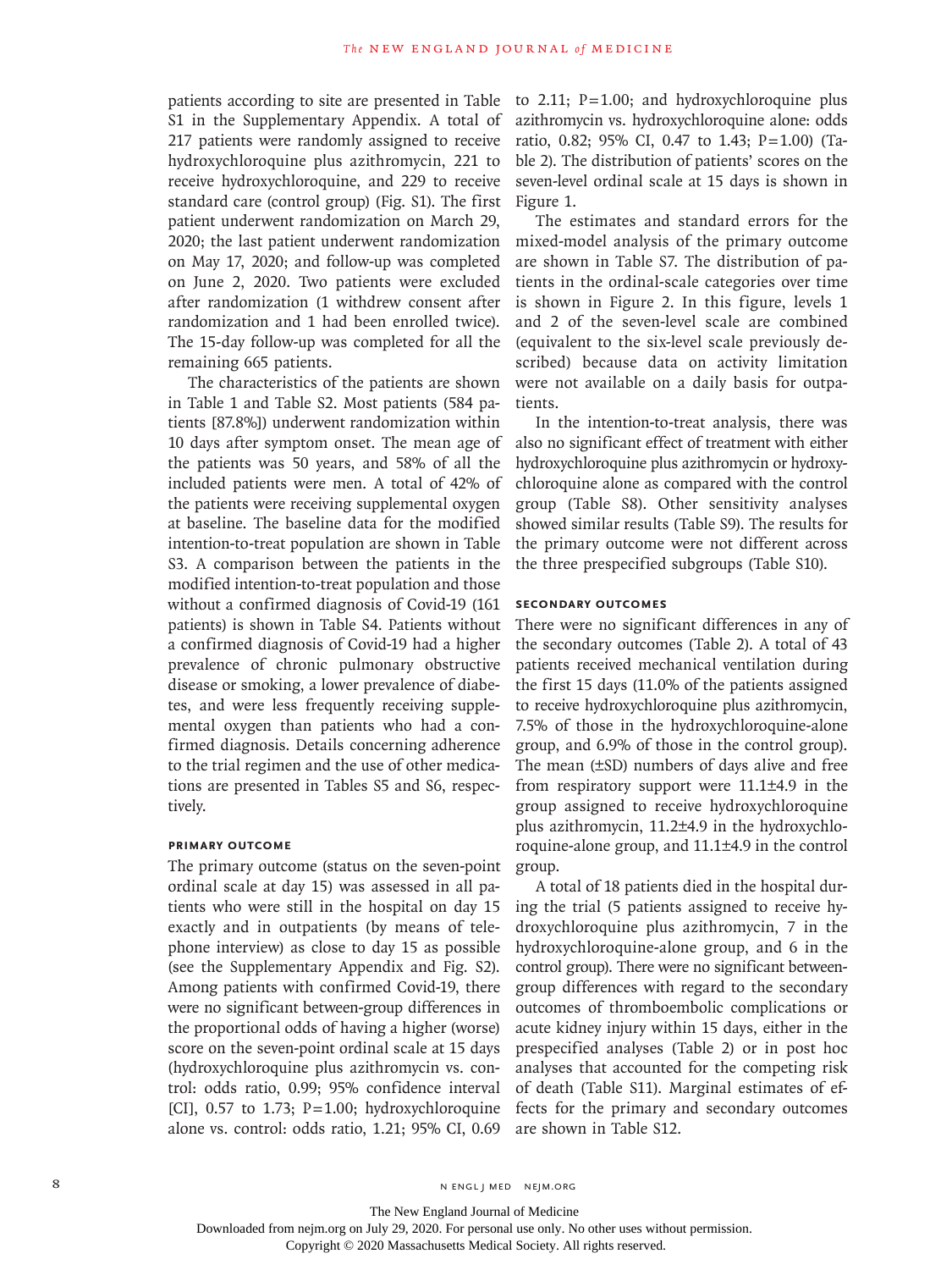patients according to site are presented in Table S1 in the Supplementary Appendix. A total of 217 patients were randomly assigned to receive hydroxychloroquine plus azithromycin, 221 to receive hydroxychloroquine, and 229 to receive standard care (control group) (Fig. S1). The first patient underwent randomization on March 29, 2020; the last patient underwent randomization on May 17, 2020; and follow-up was completed on June 2, 2020. Two patients were excluded after randomization (1 withdrew consent after randomization and 1 had been enrolled twice). The 15-day follow-up was completed for all the remaining 665 patients.

The characteristics of the patients are shown in Table 1 and Table S2. Most patients (584 patients [87.8%]) underwent randomization within 10 days after symptom onset. The mean age of the patients was 50 years, and 58% of all the included patients were men. A total of 42% of the patients were receiving supplemental oxygen at baseline. The baseline data for the modified intention-to-treat population are shown in Table S3. A comparison between the patients in the modified intention-to-treat population and those without a confirmed diagnosis of Covid-19 (161 patients) is shown in Table S4. Patients without a confirmed diagnosis of Covid-19 had a higher prevalence of chronic pulmonary obstructive disease or smoking, a lower prevalence of diabetes, and were less frequently receiving supplemental oxygen than patients who had a confirmed diagnosis. Details concerning adherence to the trial regimen and the use of other medications are presented in Tables S5 and S6, respectively.

### PRIMARY OUTCOME

The primary outcome (status on the seven-point ordinal scale at day 15) was assessed in all patients who were still in the hospital on day 15 exactly and in outpatients (by means of telephone interview) as close to day 15 as possible (see the Supplementary Appendix and Fig. S2). Among patients with confirmed Covid-19, there were no significant between-group differences in the proportional odds of having a higher (worse) score on the seven-point ordinal scale at 15 days (hydroxychloroquine plus azithromycin vs. control: odds ratio, 0.99; 95% confidence interval [CI], 0.57 to 1.73; P=1.00; hydroxychloroquine alone vs. control: odds ratio, 1.21; 95% CI, 0.69 to 2.11; P=1.00; and hydroxychloroquine plus azithromycin vs. hydroxychloroquine alone: odds ratio, 0.82; 95% CI, 0.47 to 1.43; P=1.00) (Table 2). The distribution of patients' scores on the seven-level ordinal scale at 15 days is shown in Figure 1.

The estimates and standard errors for the mixed-model analysis of the primary outcome are shown in Table S7. The distribution of patients in the ordinal-scale categories over time is shown in Figure 2. In this figure, levels 1 and 2 of the seven-level scale are combined (equivalent to the six-level scale previously described) because data on activity limitation were not available on a daily basis for outpatients.

In the intention-to-treat analysis, there was also no significant effect of treatment with either hydroxychloroquine plus azithromycin or hydroxychloroquine alone as compared with the control group (Table S8). Other sensitivity analyses showed similar results (Table S9). The results for the primary outcome were not different across the three prespecified subgroups (Table S10).

### SECONDARY OUTCOMES

There were no significant differences in any of the secondary outcomes (Table 2). A total of 43 patients received mechanical ventilation during the first 15 days (11.0% of the patients assigned to receive hydroxychloroquine plus azithromycin, 7.5% of those in the hydroxychloroquine-alone group, and 6.9% of those in the control group). The mean (±SD) numbers of days alive and free from respiratory support were 11.1±4.9 in the group assigned to receive hydroxychloroquine plus azithromycin, 11.2±4.9 in the hydroxychloroquine-alone group, and 11.1±4.9 in the control group.

A total of 18 patients died in the hospital during the trial (5 patients assigned to receive hydroxychloroquine plus azithromycin, 7 in the hydroxychloroquine-alone group, and 6 in the control group). There were no significant between-group differences with regard to the secondary outcomes of thromboembolic complications or acute kidney injury within 15 days, either in the prespecified analyses (Table 2) or in post hoc analyses that accounted for the competing risk of death (Table S11). Marginal estimates of effects for the primary and secondary outcomes are shown in Table S12.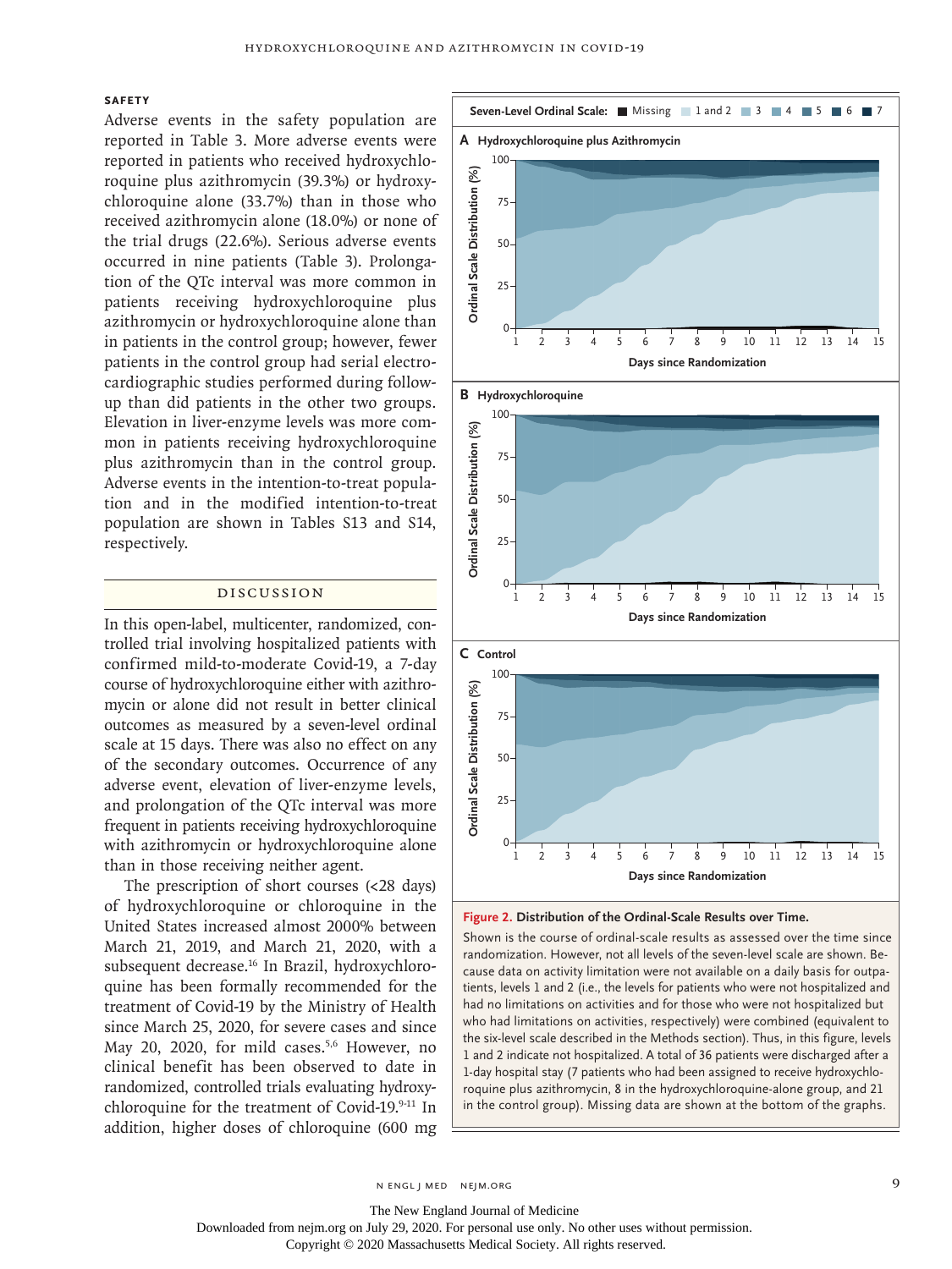### Safety

Adverse events in the safety population are reported in Table 3. More adverse events were reported in patients who received hydroxychloroquine plus azithromycin (39.3%) or hydroxychloroquine alone (33.7%) than in those who received azithromycin alone (18.0%) or none of the trial drugs (22.6%). Serious adverse events occurred in nine patients (Table 3). Prolongation of the QTc interval was more common in patients receiving hydroxychloroquine plus azithromycin or hydroxychloroquine alone than in patients in the control group; however, fewer patients in the control group had serial electrocardiographic studies performed during follow-up than did patients in the other two groups. Elevation in liver-enzyme levels was more common in patients receiving hydroxychloroquine plus azithromycin than in the control group. Adverse events in the intention-to-treat population and in the modified intention-to-treat population are shown in Tables S13 and S14, respectively.

## Discussion

In this open-label, multicenter, randomized, controlled trial involving hospitalized patients with confirmed mild-to-moderate Covid-19, a 7-day course of hydroxychloroquine either with azithromycin or alone did not result in better clinical outcomes as measured by a seven-level ordinal scale at 15 days. There was also no effect on any of the secondary outcomes. Occurrence of any adverse event, elevation of liver-enzyme levels, and prolongation of the QTc interval was more frequent in patients receiving hydroxychloroquine with azithromycin or hydroxychloroquine alone than in those receiving neither agent.

The prescription of short courses (<28 days) of hydroxychloroquine or chloroquine in the United States increased almost 2000% between March 21, 2019, and March 21, 2020, with a subsequent decrease.[16] In Brazil, hydroxychloroquine has been formally recommended for the treatment of Covid-19 by the Ministry of Health since March 25, 2020, for severe cases and since May 20, 2020, for mild cases.[5,6] However, no clinical benefit has been observed to date in randomized, controlled trials evaluating hydroxychloroquine for the treatment of Covid-19.[9-11] In addition, higher doses of chloroquine (600 mg

**Figure 2. Distribution of the Ordinal-Scale Results over Time.**

Seven-Level Ordinal Scale: Missing, 1 and 2, 3, 4, 5, 6, 7

Panels: A Hydroxychloroquine plus Azithromycin; B Hydroxychloroquine; C Control. Y-axis: Ordinal Scale Distribution (%); X-axis: Days since Randomization (1–15).

Shown is the course of ordinal-scale results as assessed over the time since randomization. However, not all levels of the seven-level scale are shown. Because data on activity limitation were not available on a daily basis for outpatients, levels 1 and 2 (i.e., the levels for patients who were not hospitalized and had no limitations on activities and for those who were not hospitalized but who had limitations on activities, respectively) were combined (equivalent to the six-level scale described in the Methods section). Thus, in this figure, levels 1 and 2 indicate not hospitalized. A total of 36 patients were discharged after a 1-day hospital stay (7 patients who had been assigned to receive hydroxychloroquine plus azithromycin, 8 in the hydroxychloroquine-alone group, and 21 in the control group). Missing data are shown at the bottom of the graphs.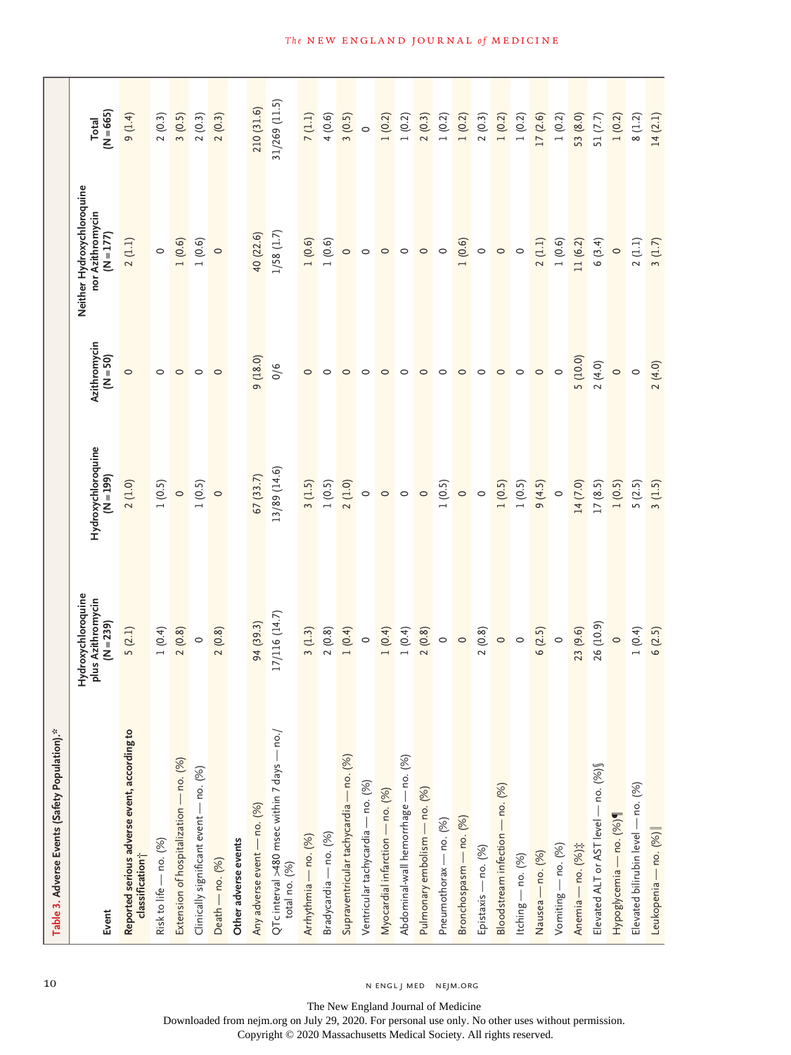**Table 3. Adverse Events (Safety Population).***

| Event | Hydroxychloroquine plus Azithromycin (N=239) | Hydroxychloroquine (N=199) | Azithromycin (N=50) | Neither Hydroxychloroquine nor Azithromycin (N=177) | Total (N=665) |
|---|---|---|---|---|---|
| **Reported serious adverse event, according to classification†** | 5 (2.1) | 2 (1.0) | 0 | 2 (1.1) | 9 (1.4) |
| Risk to life — no. (%) | 1 (0.4) | 1 (0.5) | 0 | 0 | 2 (0.3) |
| Extension of hospitalization — no. (%) | 2 (0.8) | 0 | 0 | 1 (0.6) | 3 (0.5) |
| Clinically significant event — no. (%) | 0 | 1 (0.5) | 0 | 1 (0.6) | 2 (0.3) |
| Death — no. (%) | 2 (0.8) | 0 | 0 | 0 | 2 (0.3) |
| **Other adverse events** | | | | | |
| Any adverse event — no. (%) | 94 (39.3) | 67 (33.7) | 9 (18.0) | 40 (22.6) | 210 (31.6) |
| QTc interval >480 msec within 7 days — no./total no. (%) | 17/116 (14.7) | 13/89 (14.6) | 0/6 | 1/58 (1.7) | 31/269 (11.5) |
| Arrhythmia — no. (%) | 3 (1.3) | 3 (1.5) | 0 | 1 (0.6) | 7 (1.1) |
| Bradycardia — no. (%) | 2 (0.8) | 1 (0.5) | 0 | 1 (0.6) | 4 (0.6) |
| Supraventricular tachycardia — no. (%) | 1 (0.4) | 2 (1.0) | 0 | 0 | 3 (0.5) |
| Ventricular tachycardia — no. (%) | 0 | 0 | 0 | 0 | 0 |
| Myocardial infarction — no. (%) | 1 (0.4) | 0 | 0 | 0 | 1 (0.2) |
| Abdominal-wall hemorrhage — no. (%) | 1 (0.4) | 0 | 0 | 0 | 1 (0.2) |
| Pulmonary embolism — no. (%) | 2 (0.8) | 0 | 0 | 0 | 2 (0.3) |
| Pneumothorax — no. (%) | 0 | 1 (0.5) | 0 | 0 | 1 (0.2) |
| Bronchospasm — no. (%) | 0 | 0 | 0 | 1 (0.6) | 1 (0.2) |
| Epistaxis — no. (%) | 2 (0.8) | 0 | 0 | 0 | 2 (0.3) |
| Bloodstream infection — no. (%) | 0 | 1 (0.5) | 0 | 0 | 1 (0.2) |
| Itching — no. (%) | 0 | 1 (0.5) | 0 | 0 | 1 (0.2) |
| Nausea — no. (%) | 6 (2.5) | 9 (4.5) | 0 | 2 (1.1) | 17 (2.6) |
| Vomiting — no. (%) | 0 | 0 | 0 | 1 (0.6) | 1 (0.2) |
| Anemia — no. (%)‡ | 23 (9.6) | 14 (7.0) | 5 (10.0) | 11 (6.2) | 53 (8.0) |
| Elevated ALT or AST level — no. (%)§ | 26 (10.9) | 17 (8.5) | 2 (4.0) | 6 (3.4) | 51 (7.7) |
| Hypoglycemia — no. (%)¶ | 0 | 1 (0.5) | 0 | 0 | 1 (0.2) |
| Elevated bilirubin level — no. (%) | 1 (0.4) | 5 (2.5) | 0 | 2 (1.1) | 8 (1.2) |
| Leukopenia — no. (%)‖ | 6 (2.5) | 3 (1.5) | 2 (4.0) | 3 (1.7) | 14 (2.1) |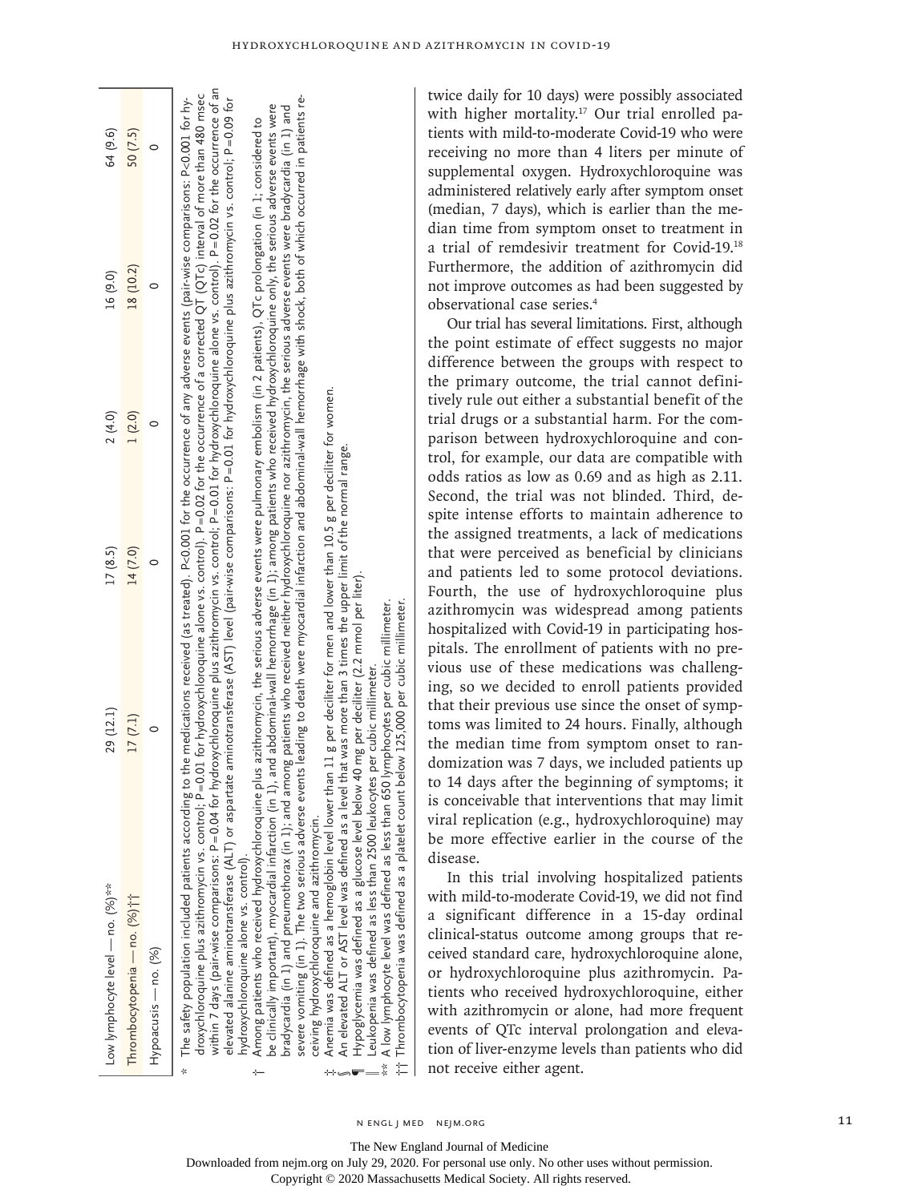| | | | | | |
|---|---|---|---|---|---|
| Low lymphocyte level — no. (%)** | 29 (12.1) | 17 (8.5) | 2 (4.0) | 16 (9.0) | 64 (9.6) |
| Thrombocytopenia — no. (%)†† | 17 (7.1) | 14 (7.0) | 1 (2.0) | 18 (10.2) | 50 (7.5) |
| Hypoacusis — no. (%) | 0 | 0 | 0 | 0 | 0 |

\* The safety population included patients according to the medications received (as treated). P<0.001 for the occurrence of any adverse events (pair-wise comparisons: P<0.001 for hydroxychloroquine plus azithromycin vs. control; P=0.01 for hydroxychloroquine alone vs. control). P=0.02 for the occurrence of a corrected QT (QTc) interval of more than 480 msec within 7 days (pair-wise comparisons: P=0.04 for hydroxychloroquine plus azithromycin vs. control; P=0.01 for hydroxychloroquine alone vs. control). P=0.02 for the occurrence of an elevated alanine aminotransferase (ALT) or aspartate aminotransferase (AST) level (pair-wise comparisons: P=0.01 for hydroxychloroquine plus azithromycin vs. control; P=0.09 for hydroxychloroquine alone vs. control).

† Among patients who received hydroxychloroquine plus azithromycin, the serious adverse events were pulmonary embolism (in 2 patients), QTc prolongation (in 1; considered to be clinically important), myocardial infarction (in 1), and abdominal-wall hemorrhage (in 1); among patients who received hydroxychloroquine only, the serious adverse events were bradycardia (in 1) and pneumothorax (in 1); and among patients who received neither hydroxychloroquine nor azithromycin, the serious adverse events were bradycardia (in 1) and severe vomiting (in 1). The two serious adverse events leading to death were myocardial infarction and abdominal-wall hemorrhage with shock, both of which occurred in patients receiving hydroxychloroquine and azithromycin.

‡ Anemia was defined as a hemoglobin level lower than 11 g per deciliter for men and lower than 10.5 g per deciliter for women.

§ An elevated ALT or AST level was defined as a level that was more than 3 times the upper limit of the normal range.

¶ Hypoglycemia was defined as a glucose level below 40 mg per deciliter (2.2 mmol per liter).

‖ Leukopenia was defined as less than 2500 leukocytes per cubic millimeter.

\** A low lymphocyte level was defined as less than 650 lymphocytes per cubic millimeter.

†† Thrombocytopenia was defined as a platelet count below 125,000 per cubic millimeter.

twice daily for 10 days) were possibly associated with higher mortality.[17] Our trial enrolled patients with mild-to-moderate Covid-19 who were receiving no more than 4 liters per minute of supplemental oxygen. Hydroxychloroquine was administered relatively early after symptom onset (median, 7 days), which is earlier than the median time from symptom onset to treatment in a trial of remdesivir treatment for Covid-19.[18] Furthermore, the addition of azithromycin did not improve outcomes as had been suggested by observational case series.[4]

Our trial has several limitations. First, although the point estimate of effect suggests no major difference between the groups with respect to the primary outcome, the trial cannot definitively rule out either a substantial benefit of the trial drugs or a substantial harm. For the comparison between hydroxychloroquine and control, for example, our data are compatible with odds ratios as low as 0.69 and as high as 2.11. Second, the trial was not blinded. Third, despite intense efforts to maintain adherence to the assigned treatments, a lack of medications that were perceived as beneficial by clinicians and patients led to some protocol deviations. Fourth, the use of hydroxychloroquine plus azithromycin was widespread among patients hospitalized with Covid-19 in participating hospitals. The enrollment of patients with no previous use of these medications was challenging, so we decided to enroll patients provided that their previous use since the onset of symptoms was limited to 24 hours. Finally, although the median time from symptom onset to randomization was 7 days, we included patients up to 14 days after the beginning of symptoms; it is conceivable that interventions that may limit viral replication (e.g., hydroxychloroquine) may be more effective earlier in the course of the disease.

In this trial involving hospitalized patients with mild-to-moderate Covid-19, we did not find a significant difference in a 15-day ordinal clinical-status outcome among groups that received standard care, hydroxychloroquine alone, or hydroxychloroquine plus azithromycin. Patients who received hydroxychloroquine, either with azithromycin or alone, had more frequent events of QTc interval prolongation and elevation of liver-enzyme levels than patients who did not receive either agent.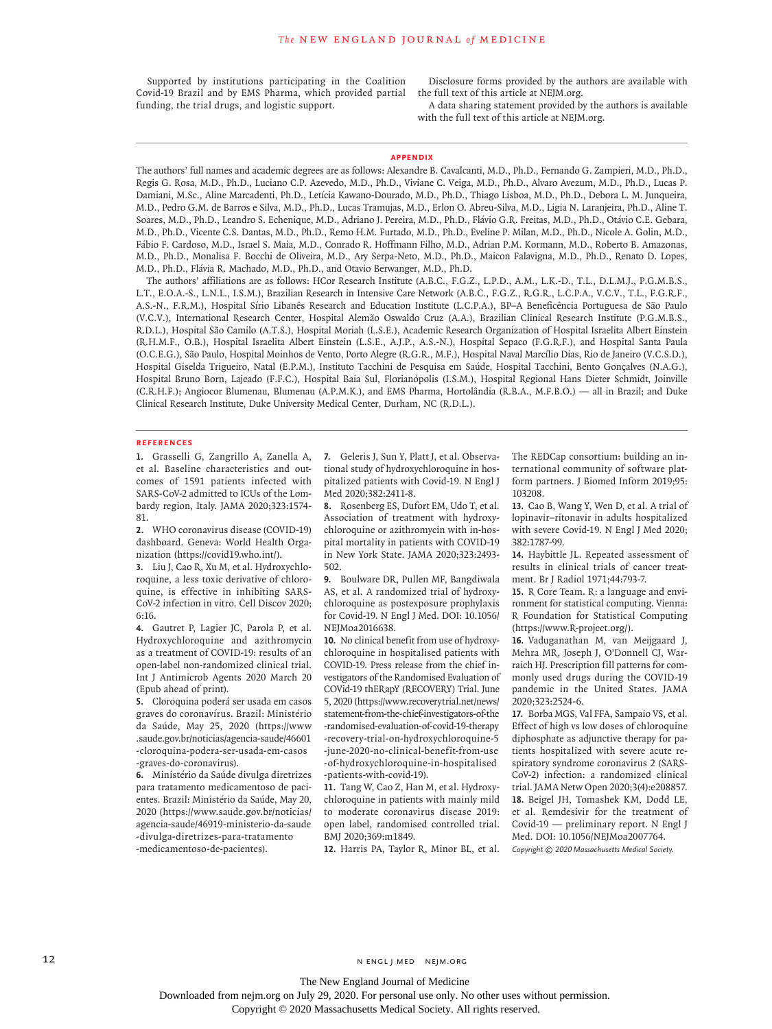Supported by institutions participating in the Coalition Covid-19 Brazil and by EMS Pharma, which provided partial funding, the trial drugs, and logistic support.

Disclosure forms provided by the authors are available with the full text of this article at NEJM.org.

A data sharing statement provided by the authors is available with the full text of this article at NEJM.org.

## APPENDIX

The authors' full names and academic degrees are as follows: Alexandre B. Cavalcanti, M.D., Ph.D., Fernando G. Zampieri, M.D., Ph.D., Regis G. Rosa, M.D., Ph.D., Luciano C.P. Azevedo, M.D., Ph.D., Viviane C. Veiga, M.D., Ph.D., Alvaro Avezum, M.D., Ph.D., Lucas P. Damiani, M.Sc., Aline Marcadenti, Ph.D., Letícia Kawano-Dourado, M.D., Ph.D., Thiago Lisboa, M.D., Ph.D., Debora L. M. Junqueira, M.D., Pedro G.M. de Barros e Silva, M.D., Ph.D., Lucas Tramujas, M.D., Erlon O. Abreu-Silva, M.D., Ligia N. Laranjeira, Ph.D., Aline T. Soares, M.D., Ph.D., Leandro S. Echenique, M.D., Adriano J. Pereira, M.D., Ph.D., Flávio G.R. Freitas, M.D., Ph.D., Otávio C.E. Gebara, M.D., Ph.D., Vicente C.S. Dantas, M.D., Ph.D., Remo H.M. Furtado, M.D., Ph.D., Eveline P. Milan, M.D., Ph.D., Nicole A. Golin, M.D., Fábio F. Cardoso, M.D., Israel S. Maia, M.D., Conrado R. Hoffmann Filho, M.D., Adrian P.M. Kormann, M.D., Roberto B. Amazonas, M.D., Ph.D., Monalisa F. Bocchi de Oliveira, M.D., Ary Serpa-Neto, M.D., Ph.D., Maicon Falavigna, M.D., Ph.D., Renato D. Lopes, M.D., Ph.D., Flávia R. Machado, M.D., Ph.D., and Otavio Berwanger, M.D., Ph.D.

The authors' affiliations are as follows: HCor Research Institute (A.B.C., F.G.Z., L.P.D., A.M., L.K.-D., T.L., D.L.M.J., P.G.M.B.S., L.T., E.O.A.-S., L.N.L., I.S.M.), Brazilian Research in Intensive Care Network (A.B.C., F.G.Z., R.G.R., L.C.P.A., V.C.V., T.L., F.G.R.F., A.S.-N., F.R.M.), Hospital Sírio Libanês Research and Education Institute (L.C.P.A.), BP–A Beneficência Portuguesa de São Paulo (V.C.V.), International Research Center, Hospital Alemão Oswaldo Cruz (A.A.), Brazilian Clinical Research Institute (P.G.M.B.S., R.D.L.), Hospital São Camilo (A.T.S.), Hospital Moriah (L.S.E.), Academic Research Organization of Hospital Israelita Albert Einstein (R.H.M.F., O.B.), Hospital Israelita Albert Einstein (L.S.E., A.J.P., A.S.-N.), Hospital Sepaco (F.G.R.F.), and Hospital Santa Paula (O.C.E.G.), São Paulo, Hospital Moinhos de Vento, Porto Alegre (R.G.R., M.F.), Hospital Naval Marcílio Dias, Rio de Janeiro (V.C.S.D.), Hospital Giselda Trigueiro, Natal (E.P.M.), Instituto Tacchini de Pesquisa em Saúde, Hospital Tacchini, Bento Gonçalves (N.A.G.), Hospital Bruno Born, Lajeado (F.F.C.), Hospital Baia Sul, Florianópolis (I.S.M.), Hospital Regional Hans Dieter Schmidt, Joinville (C.R.H.F.); Angiocor Blumenau, Blumenau (A.P.M.K.), and EMS Pharma, Hortolândia (R.B.A., M.F.B.O.) — all in Brazil; and Duke Clinical Research Institute, Duke University Medical Center, Durham, NC (R.D.L.).

## REFERENCES

1. Grasselli G, Zangrillo A, Zanella A, et al. Baseline characteristics and outcomes of 1591 patients infected with SARS-CoV-2 admitted to ICUs of the Lombardy region, Italy. JAMA 2020;323:1574-81.
2. WHO coronavirus disease (COVID-19) dashboard. Geneva: World Health Organization (https://covid19.who.int/).
3. Liu J, Cao R, Xu M, et al. Hydroxychloroquine, a less toxic derivative of chloroquine, is effective in inhibiting SARS-CoV-2 infection in vitro. Cell Discov 2020;6:16.
4. Gautret P, Lagier JC, Parola P, et al. Hydroxychloroquine and azithromycin as a treatment of COVID-19: results of an open-label non-randomized clinical trial. Int J Antimicrob Agents 2020 March 20 (Epub ahead of print).
5. Cloroquina poderá ser usada em casos graves do coronavírus. Brazil: Ministério da Saúde, May 25, 2020 (https://www.saude.gov.br/noticias/agencia-saude/46601-cloroquina-podera-ser-usada-em-casos-graves-do-coronavirus).
6. Ministério da Saúde divulga diretrizes para tratamento medicamentoso de pacientes. Brazil: Ministério da Saúde, May 20, 2020 (https://www.saude.gov.br/noticias/agencia-saude/46919-ministerio-da-saude-divulga-diretrizes-para-tratamento-medicamentoso-de-pacientes).
7. Geleris J, Sun Y, Platt J, et al. Observational study of hydroxychloroquine in hospitalized patients with Covid-19. N Engl J Med 2020;382:2411-8.
8. Rosenberg ES, Dufort EM, Udo T, et al. Association of treatment with hydroxychloroquine or azithromycin with in-hospital mortality in patients with COVID-19 in New York State. JAMA 2020;323:2493-502.
9. Boulware DR, Pullen MF, Bangdiwala AS, et al. A randomized trial of hydroxychloroquine as postexposure prophylaxis for Covid-19. N Engl J Med. DOI: 10.1056/NEJMoa2016638.
10. No clinical benefit from use of hydroxychloroquine in hospitalised patients with COVID-19. Press release from the chief investigators of the Randomised Evaluation of COVid-19 thERapY (RECOVERY) Trial. June 5, 2020 (https://www.recoverytrial.net/news/statement-from-the-chief-investigators-of-the-randomised-evaluation-of-covid-19-therapy-recovery-trial-on-hydroxychloroquine-5-june-2020-no-clinical-benefit-from-use-of-hydroxychloroquine-in-hospitalised-patients-with-covid-19).
11. Tang W, Cao Z, Han M, et al. Hydroxychloroquine in patients with mainly mild to moderate coronavirus disease 2019: open label, randomised controlled trial. BMJ 2020;369:m1849.
12. Harris PA, Taylor R, Minor BL, et al. The REDCap consortium: building an international community of software platform partners. J Biomed Inform 2019;95:103208.
13. Cao B, Wang Y, Wen D, et al. A trial of lopinavir–ritonavir in adults hospitalized with severe Covid-19. N Engl J Med 2020;382:1787-99.
14. Haybittle JL. Repeated assessment of results in clinical trials of cancer treatment. Br J Radiol 1971;44:793-7.
15. R Core Team. R: a language and environment for statistical computing. Vienna: R Foundation for Statistical Computing (https://www.R-project.org/).
16. Vaduganathan M, van Meijgaard J, Mehra MR, Joseph J, O'Donnell CJ, Warraich HJ. Prescription fill patterns for commonly used drugs during the COVID-19 pandemic in the United States. JAMA 2020;323:2524-6.
17. Borba MGS, Val FFA, Sampaio VS, et al. Effect of high vs low doses of chloroquine diphosphate as adjunctive therapy for patients hospitalized with severe acute respiratory syndrome coronavirus 2 (SARS-CoV-2) infection: a randomized clinical trial. JAMA Netw Open 2020;3(4):e208857.
18. Beigel JH, Tomashek KM, Dodd LE, et al. Remdesivir for the treatment of Covid-19 — preliminary report. N Engl J Med. DOI: 10.1056/NEJMoa2007764.

*Copyright © 2020 Massachusetts Medical Society.*